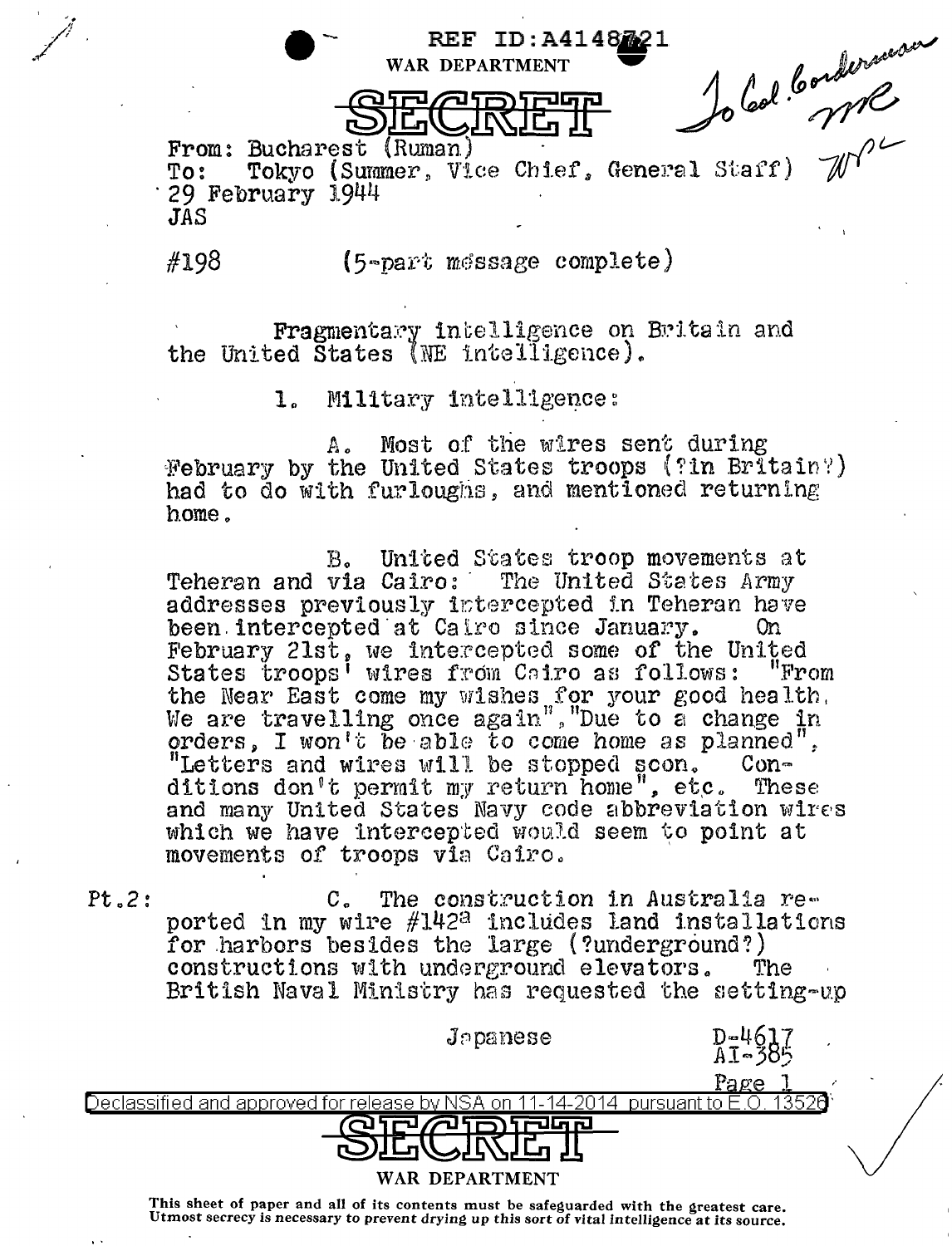REF ID:A4148721

WAR DEPARTMENT

SECRET

To Col. Corderman
MC
WPL

From: Bucharest (Ruman)
To: Tokyo (Summer, Vice Chief, General Staff)
29 February 1944
JAS

#198 (5-part message complete)

Fragmentary intelligence on Britain and the United States (NE intelligence).

1. Military intelligence:

A. Most of the wires sent during February by the United States troops (?in Britain?) had to do with furloughs, and mentioned returning home.

B. United States troop movements at Teheran and via Cairo: The United States Army addresses previously intercepted in Teheran have been intercepted at Cairo since January. On February 21st, we intercepted some of the United States troops' wires from Cairo as follows: "From the Near East come my wishes for your good health. We are travelling once again", "Due to a change in orders, I won't be able to come home as planned", "Letters and wires will be stopped soon. Conditions don't permit my return home", etc. These and many United States Navy code abbreviation wires which we have intercepted would seem to point at movements of troops via Cairo.

Pt.2: C. The construction in Australia reported in my wire #142[a] includes land installations for harbors besides the large (?underground?) constructions with underground elevators. The British Naval Ministry has requested the setting-up

Japanese

D-4617
AI-385

Declassified and approved for release by NSA on 11-14-2014 pursuant to E.O. 13526

SECRET

WAR DEPARTMENT

This sheet of paper and all of its contents must be safeguarded with the greatest care. Utmost secrecy is necessary to prevent drying up this sort of vital intelligence at its source.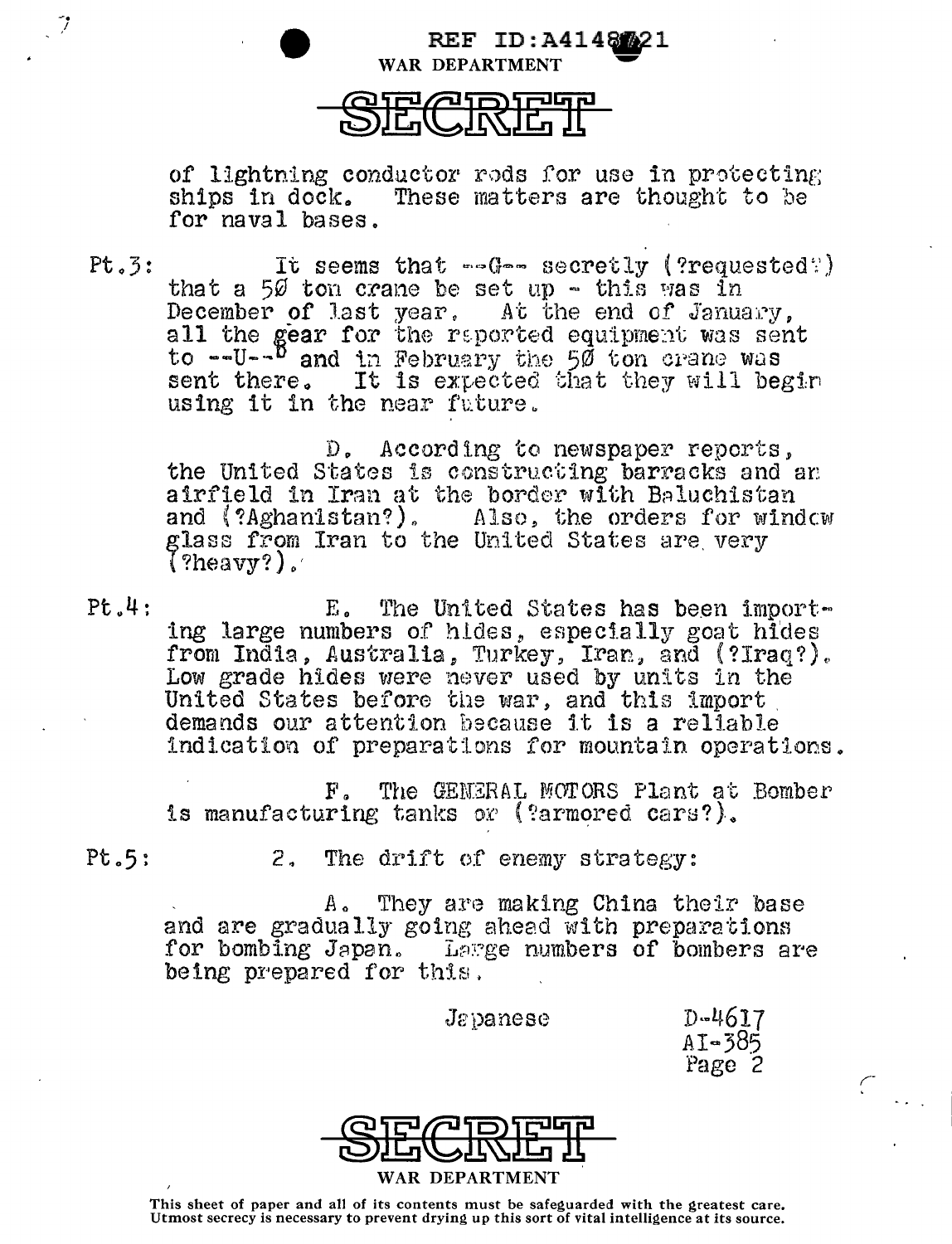REF ID:A4148721

WAR DEPARTMENT

SECRET

of lightning conductor rods for use in protecting ships in dock. These matters are thought to be for naval bases.

Pt.3: It seems that --G-- secretly (?requested?) that a 50 ton crane be set up - this was in December of last year. At the end of January, all the gear for the reported equipment was sent to --U--[b] and in February the 50 ton crane was sent there. It is expected that they will begin using it in the near future.

D. According to newspaper reports, the United States is constructing barracks and an airfield in Iran at the border with Baluchistan and (?Aghanistan?). Also, the orders for window glass from Iran to the United States are very (?heavy?).

Pt.4: E. The United States has been importing large numbers of hides, especially goat hides from India, Australia, Turkey, Iran, and (?Iraq?). Low grade hides were never used by units in the United States before the war, and this import demands our attention because it is a reliable indication of preparations for mountain operations.

F. The GENERAL MOTORS Plant at Bomber is manufacturing tanks or (?armored cars?).

Pt.5: 2. The drift of enemy strategy:

A. They are making China their base and are gradually going ahead with preparations for bombing Japan. Large numbers of bombers are being prepared for this.

Japanese

D-4617
AI-385
Page 2

SECRET

WAR DEPARTMENT

This sheet of paper and all of its contents must be safeguarded with the greatest care. Utmost secrecy is necessary to prevent drying up this sort of vital intelligence at its source.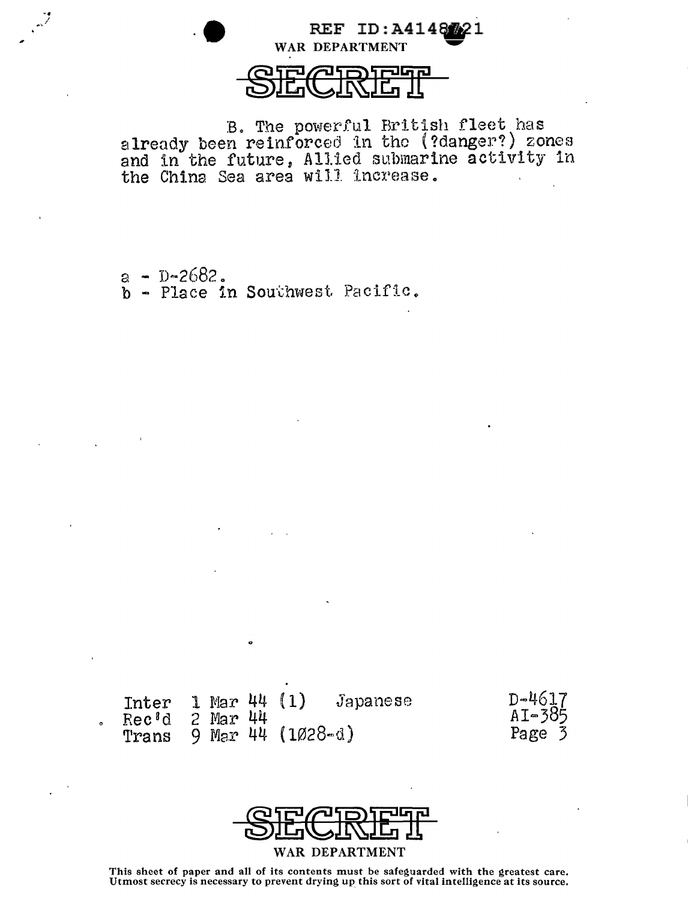REF ID:A4148721

WAR DEPARTMENT

SECRET

B. The powerful British fleet has already been reinforced in the (?danger?) zones and in the future, Allied submarine activity in the China Sea area will increase.

a - D-2682.
b - Place in Southwest Pacific.

Inter 1 Mar 44 (1) Japanese
Rec'd 2 Mar 44
Trans 9 Mar 44 (1028-d)

D-4617
AI-385
Page 3

SECRET

WAR DEPARTMENT

This sheet of paper and all of its contents must be safeguarded with the greatest care. Utmost secrecy is necessary to prevent drying up this sort of vital intelligence at its source.